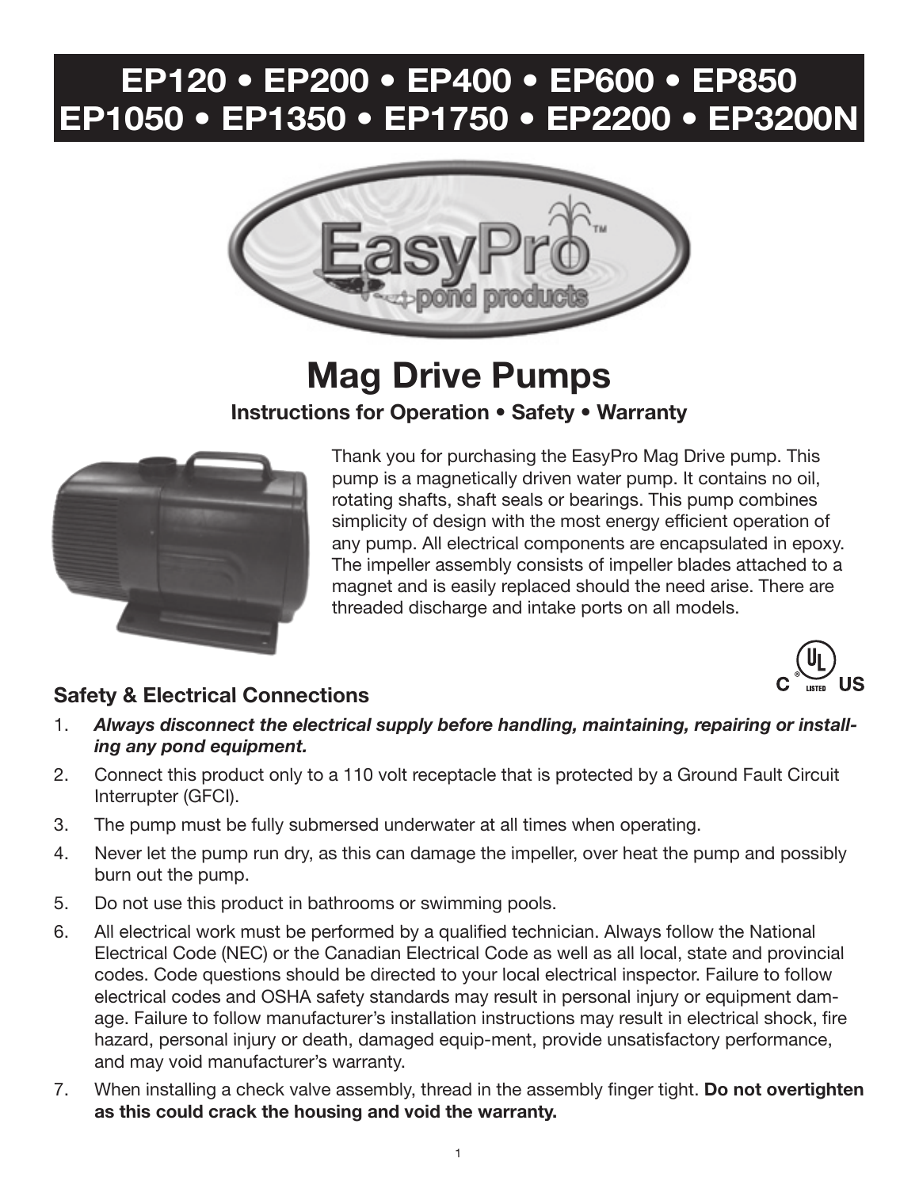# EP120 • EP200 • EP400 • EP600 • EP850 EP1050 • EP1350 • EP1750 • EP2200 • EP3200N

EasyPro™ pond products

# Mag Drive Pumps

### Instructions for Operation • Safety • Warranty

Thank you for purchasing the EasyPro Mag Drive pump. This pump is a magnetically driven water pump. It contains no oil, rotating shafts, shaft seals or bearings. This pump combines simplicity of design with the most energy efficient operation of any pump. All electrical components are encapsulated in epoxy. The impeller assembly consists of impeller blades attached to a magnet and is easily replaced should the need arise. There are threaded discharge and intake ports on all models.

## Safety & Electrical Connections

1. ***Always disconnect the electrical supply before handling, maintaining, repairing or installing any pond equipment.***
2. Connect this product only to a 110 volt receptacle that is protected by a Ground Fault Circuit Interrupter (GFCI).
3. The pump must be fully submersed underwater at all times when operating.
4. Never let the pump run dry, as this can damage the impeller, over heat the pump and possibly burn out the pump.
5. Do not use this product in bathrooms or swimming pools.
6. All electrical work must be performed by a qualified technician. Always follow the National Electrical Code (NEC) or the Canadian Electrical Code as well as all local, state and provincial codes. Code questions should be directed to your local electrical inspector. Failure to follow electrical codes and OSHA safety standards may result in personal injury or equipment damage. Failure to follow manufacturer's installation instructions may result in electrical shock, fire hazard, personal injury or death, damaged equip-ment, provide unsatisfactory performance, and may void manufacturer's warranty.
7. When installing a check valve assembly, thread in the assembly finger tight. **Do not overtighten as this could crack the housing and void the warranty.**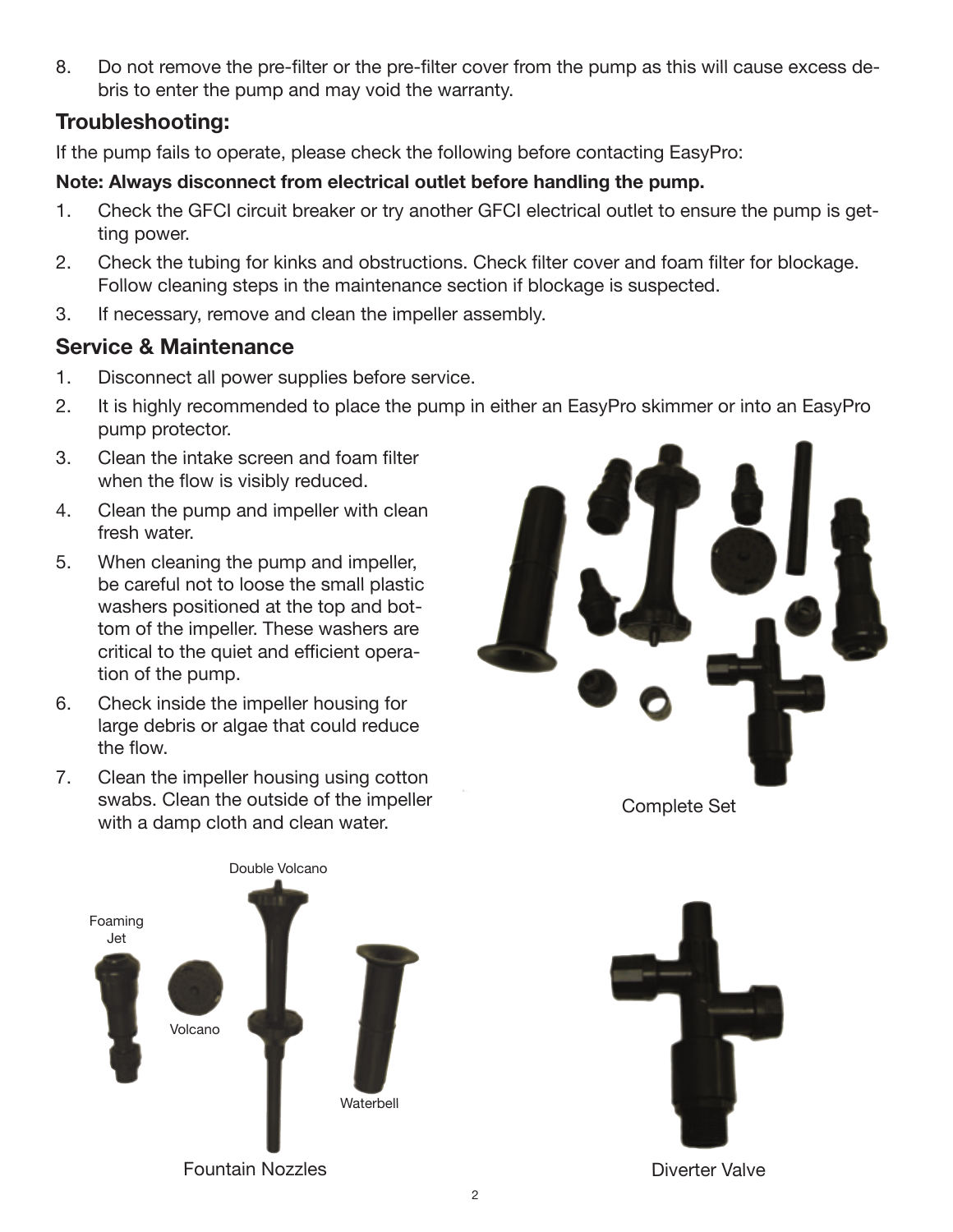8. Do not remove the pre-filter or the pre-filter cover from the pump as this will cause excess debris to enter the pump and may void the warranty.

## Troubleshooting:

If the pump fails to operate, please check the following before contacting EasyPro:

**Note: Always disconnect from electrical outlet before handling the pump.**

1. Check the GFCI circuit breaker or try another GFCI electrical outlet to ensure the pump is getting power.
2. Check the tubing for kinks and obstructions. Check filter cover and foam filter for blockage. Follow cleaning steps in the maintenance section if blockage is suspected.
3. If necessary, remove and clean the impeller assembly.

## Service & Maintenance

1. Disconnect all power supplies before service.
2. It is highly recommended to place the pump in either an EasyPro skimmer or into an EasyPro pump protector.
3. Clean the intake screen and foam filter when the flow is visibly reduced.
4. Clean the pump and impeller with clean fresh water.
5. When cleaning the pump and impeller, be careful not to loose the small plastic washers positioned at the top and bottom of the impeller. These washers are critical to the quiet and efficient operation of the pump.
6. Check inside the impeller housing for large debris or algae that could reduce the flow.
7. Clean the impeller housing using cotton swabs. Clean the outside of the impeller with a damp cloth and clean water.

Complete Set

Double Volcano

Foaming Jet

Volcano

Waterbell

Fountain Nozzles

Diverter Valve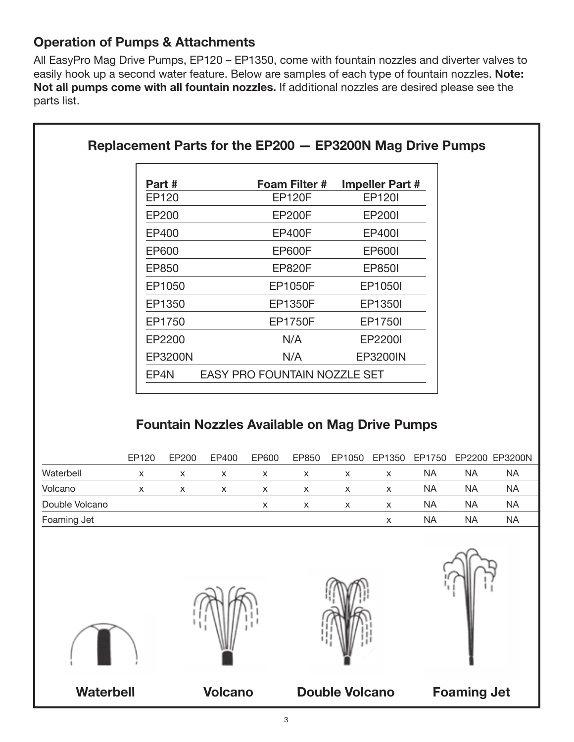## Operation of Pumps & Attachments

All EasyPro Mag Drive Pumps, EP120 – EP1350, come with fountain nozzles and diverter valves to easily hook up a second water feature. Below are samples of each type of fountain nozzles. **Note: Not all pumps come with all fountain nozzles.** If additional nozzles are desired please see the parts list.

### Replacement Parts for the EP200 — EP3200N Mag Drive Pumps

| Part # | Foam Filter # | Impeller Part # |
|---|---|---|
| EP120 | EP120F | EP120I |
| EP200 | EP200F | EP200I |
| EP400 | EP400F | EP400I |
| EP600 | EP600F | EP600I |
| EP850 | EP820F | EP850I |
| EP1050 | EP1050F | EP1050I |
| EP1350 | EP1350F | EP1350I |
| EP1750 | EP1750F | EP1750I |
| EP2200 | N/A | EP2200I |
| EP3200N | N/A | EP3200IN |
| EP4N | EASY PRO FOUNTAIN NOZZLE SET | |

### Fountain Nozzles Available on Mag Drive Pumps

| | EP120 | EP200 | EP400 | EP600 | EP850 | EP1050 | EP1350 | EP1750 | EP2200 | EP3200N |
|---|---|---|---|---|---|---|---|---|---|---|
| Waterbell | x | x | x | x | x | x | x | NA | NA | NA |
| Volcano | x | x | x | x | x | x | x | NA | NA | NA |
| Double Volcano | | | | x | x | x | x | NA | NA | NA |
| Foaming Jet | | | | | | | x | NA | NA | NA |

**Waterbell** **Volcano** **Double Volcano** **Foaming Jet**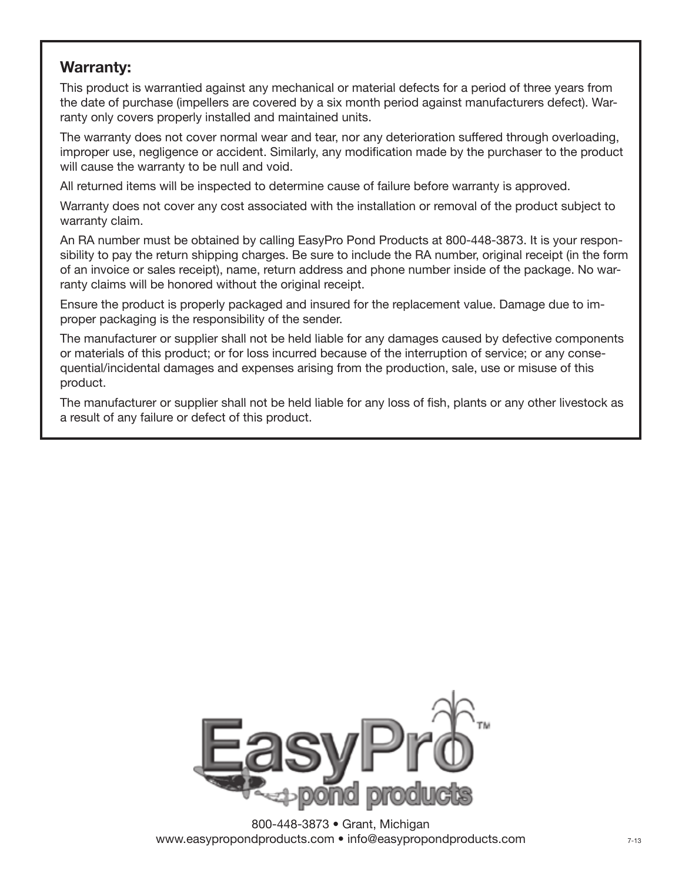## Warranty:

This product is warrantied against any mechanical or material defects for a period of three years from the date of purchase (impellers are covered by a six month period against manufacturers defect). Warranty only covers properly installed and maintained units.

The warranty does not cover normal wear and tear, nor any deterioration suffered through overloading, improper use, negligence or accident. Similarly, any modification made by the purchaser to the product will cause the warranty to be null and void.

All returned items will be inspected to determine cause of failure before warranty is approved.

Warranty does not cover any cost associated with the installation or removal of the product subject to warranty claim.

An RA number must be obtained by calling EasyPro Pond Products at 800-448-3873. It is your responsibility to pay the return shipping charges. Be sure to include the RA number, original receipt (in the form of an invoice or sales receipt), name, return address and phone number inside of the package. No warranty claims will be honored without the original receipt.

Ensure the product is properly packaged and insured for the replacement value. Damage due to improper packaging is the responsibility of the sender.

The manufacturer or supplier shall not be held liable for any damages caused by defective components or materials of this product; or for loss incurred because of the interruption of service; or any consequential/incidental damages and expenses arising from the production, sale, use or misuse of this product.

The manufacturer or supplier shall not be held liable for any loss of fish, plants or any other livestock as a result of any failure or defect of this product.

EasyPro™ pond products

800-448-3873 • Grant, Michigan
www.easypropondproducts.com • info@easypropondproducts.com

7-13